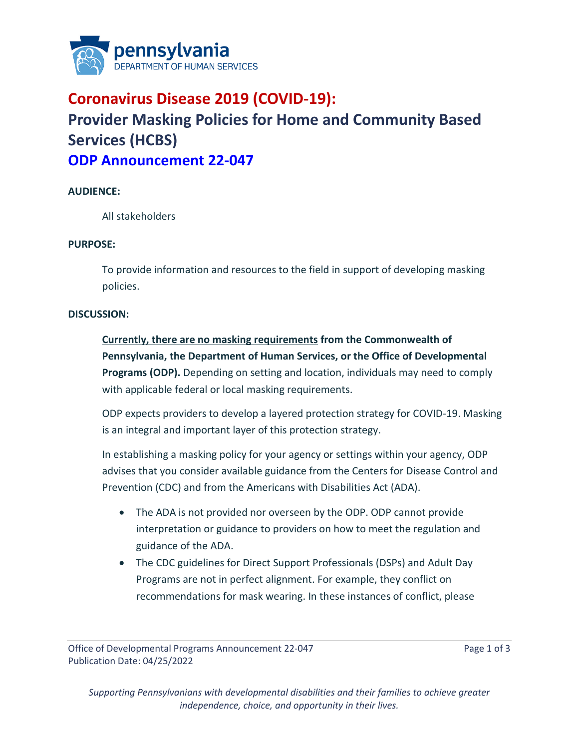# Coronavirus Disease 2019 (COVID-19):

# Provider Masking Policies for Home and Community Based Services (HCBS)

# ODP Announcement 22-047

**AUDIENCE:**

All stakeholders

**PURPOSE:**

To provide information and resources to the field in support of developing masking policies.

**DISCUSSION:**

**Currently, there are no masking requirements from the Commonwealth of Pennsylvania, the Department of Human Services, or the Office of Developmental Programs (ODP).** Depending on setting and location, individuals may need to comply with applicable federal or local masking requirements.

ODP expects providers to develop a layered protection strategy for COVID-19. Masking is an integral and important layer of this protection strategy.

In establishing a masking policy for your agency or settings within your agency, ODP advises that you consider available guidance from the Centers for Disease Control and Prevention (CDC) and from the Americans with Disabilities Act (ADA).

- The ADA is not provided nor overseen by the ODP. ODP cannot provide interpretation or guidance to providers on how to meet the regulation and guidance of the ADA.
- The CDC guidelines for Direct Support Professionals (DSPs) and Adult Day Programs are not in perfect alignment. For example, they conflict on recommendations for mask wearing. In these instances of conflict, please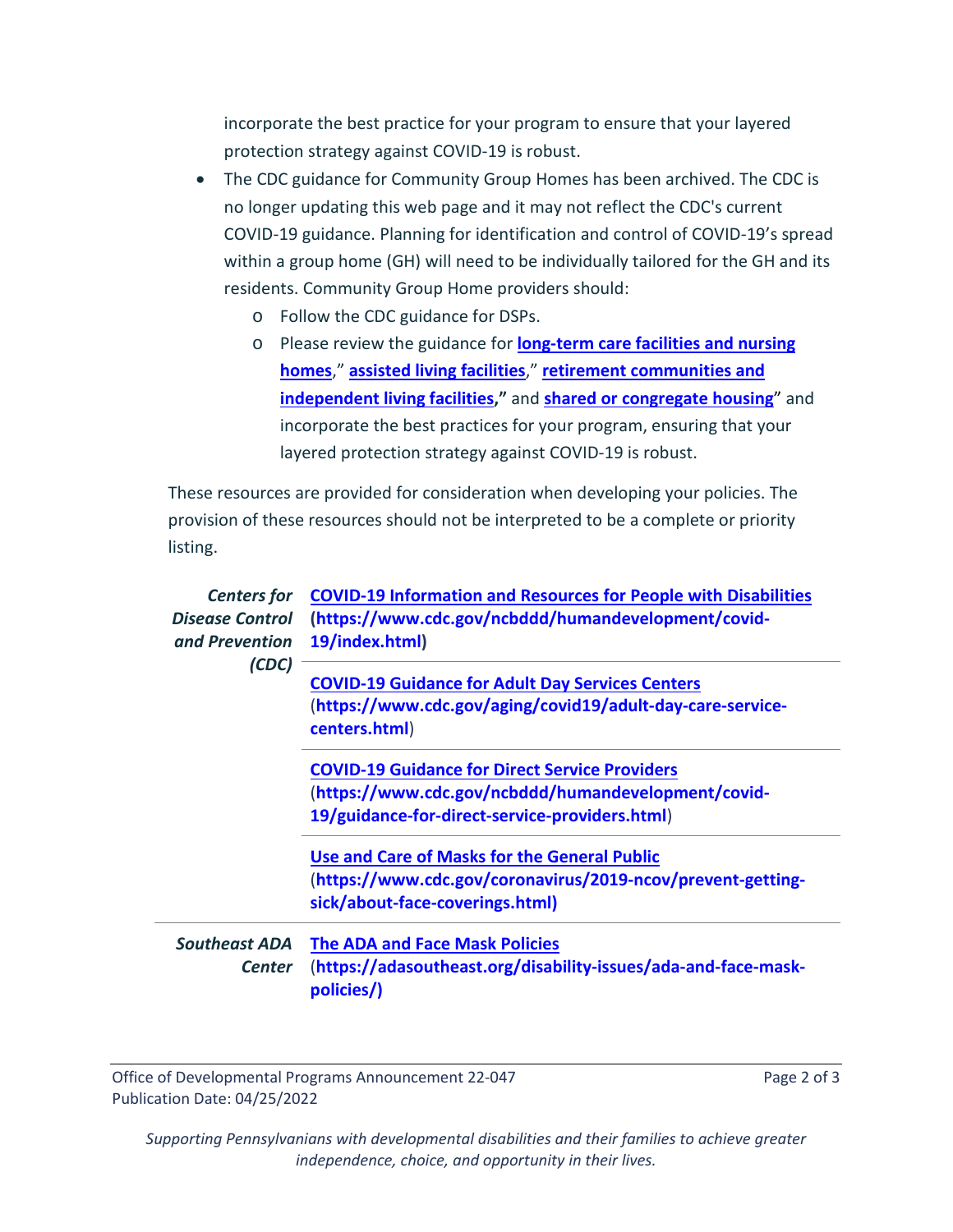incorporate the best practice for your program to ensure that your layered protection strategy against COVID-19 is robust.

- The CDC guidance for Community Group Homes has been archived. The CDC is no longer updating this web page and it may not reflect the CDC's current COVID-19 guidance. Planning for identification and control of COVID-19's spread within a group home (GH) will need to be individually tailored for the GH and its residents. Community Group Home providers should:
  - Follow the CDC guidance for DSPs.
  - Please review the guidance for **long-term care facilities and nursing homes**," **assisted living facilities**," **retirement communities and independent living facilities**," and **shared or congregate housing**" and incorporate the best practices for your program, ensuring that your layered protection strategy against COVID-19 is robust.

These resources are provided for consideration when developing your policies. The provision of these resources should not be interpreted to be a complete or priority listing.

| | |
|---|---|
| *Centers for Disease Control and Prevention (CDC)* | **COVID-19 Information and Resources for People with Disabilities (https://www.cdc.gov/ncbddd/humandevelopment/covid-19/index.html)** |
| | **COVID-19 Guidance for Adult Day Services Centers** (**https://www.cdc.gov/aging/covid19/adult-day-care-service-centers.html**) |
| | **COVID-19 Guidance for Direct Service Providers** (**https://www.cdc.gov/ncbddd/humandevelopment/covid-19/guidance-for-direct-service-providers.html**) |
| | **Use and Care of Masks for the General Public** (**https://www.cdc.gov/coronavirus/2019-ncov/prevent-getting-sick/about-face-coverings.html)** |
| *Southeast ADA Center* | **The ADA and Face Mask Policies** (**https://adasoutheast.org/disability-issues/ada-and-face-mask-policies/)** |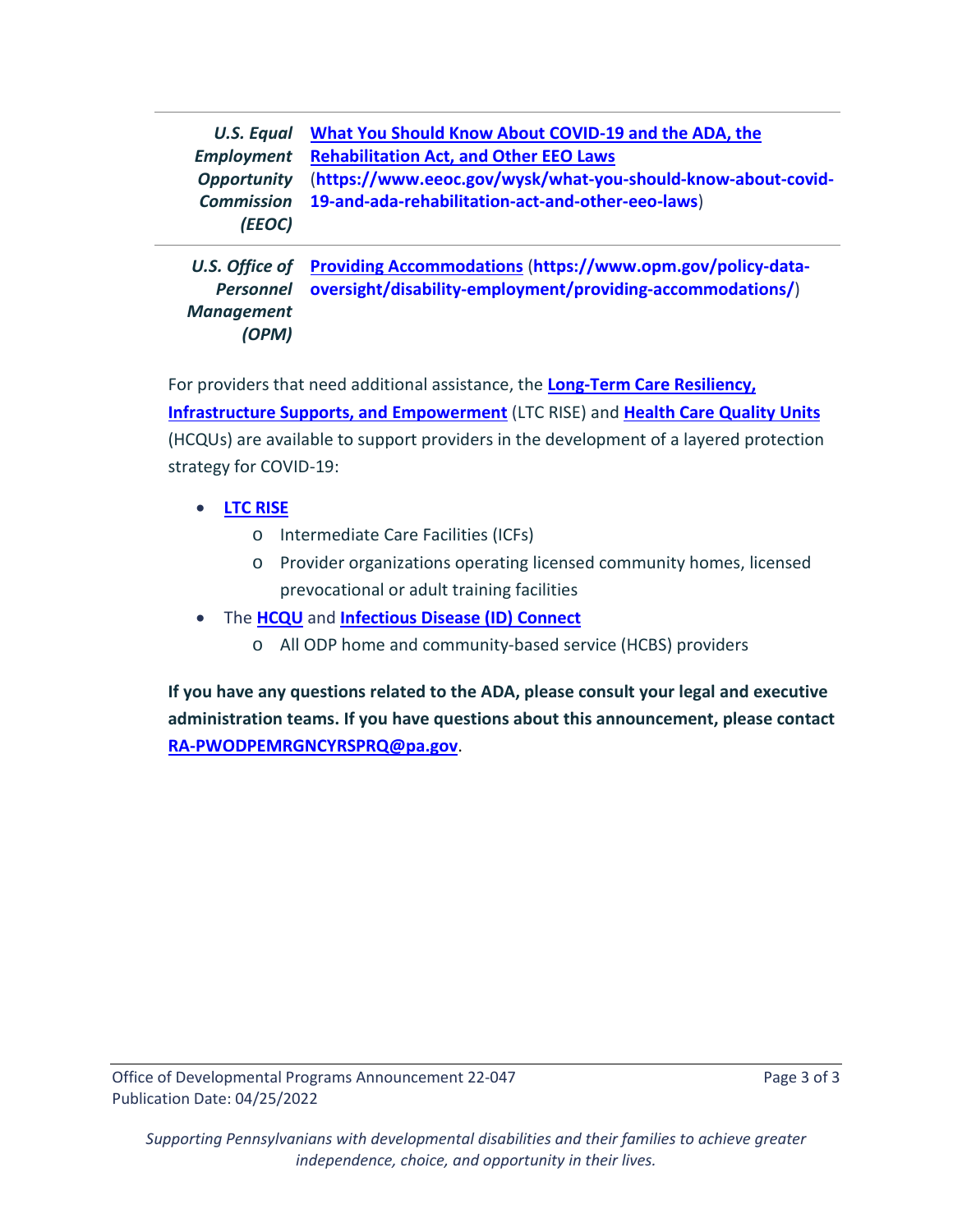| | |
|---|---|
| ***U.S. Equal Employment Opportunity Commission (EEOC)*** | **What You Should Know About COVID-19 and the ADA, the Rehabilitation Act, and Other EEO Laws** (**https://www.eeoc.gov/wysk/what-you-should-know-about-covid-19-and-ada-rehabilitation-act-and-other-eeo-laws**) |
| ***U.S. Office of Personnel Management (OPM)*** | **Providing Accommodations** (**https://www.opm.gov/policy-data-oversight/disability-employment/providing-accommodations/**) |

For providers that need additional assistance, the **Long-Term Care Resiliency, Infrastructure Supports, and Empowerment** (LTC RISE) and **Health Care Quality Units** (HCQUs) are available to support providers in the development of a layered protection strategy for COVID-19:

- **LTC RISE**
  - Intermediate Care Facilities (ICFs)
  - Provider organizations operating licensed community homes, licensed prevocational or adult training facilities
- The **HCQU** and **Infectious Disease (ID) Connect**
  - All ODP home and community-based service (HCBS) providers

**If you have any questions related to the ADA, please consult your legal and executive administration teams. If you have questions about this announcement, please contact RA-PWODPEMRGNCYRSPRQ@pa.gov**.

Office of Developmental Programs Announcement 22-047
Publication Date: 04/25/2022

*Supporting Pennsylvanians with developmental disabilities and their families to achieve greater independence, choice, and opportunity in their lives.*